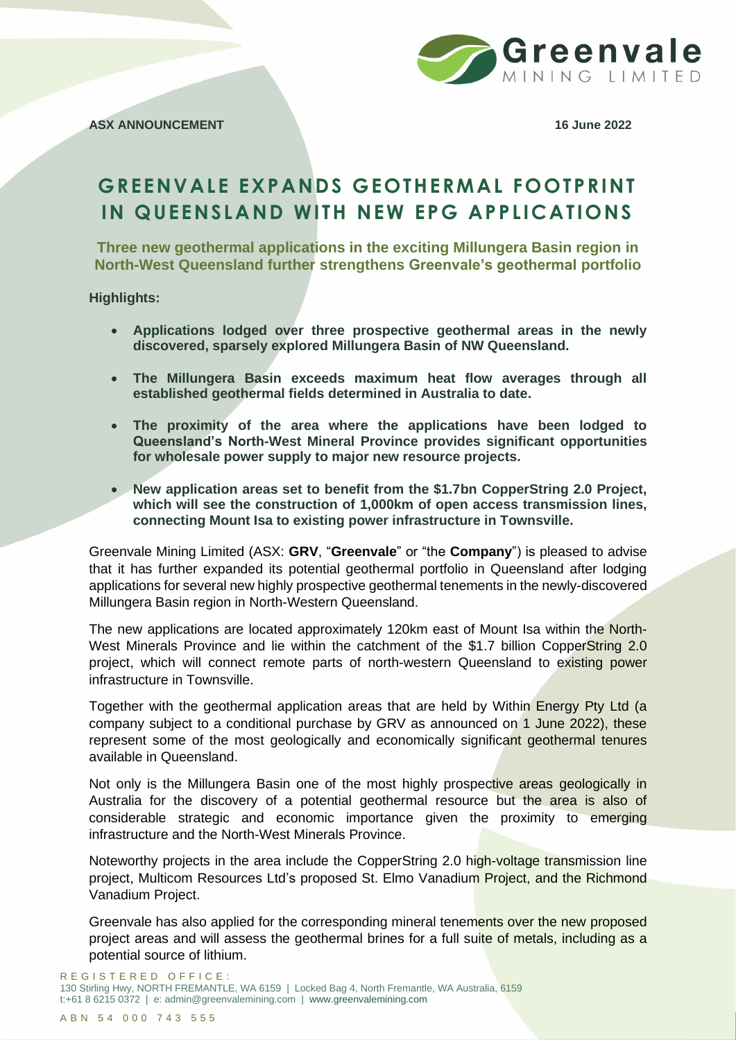**ASX ANNOUNCEMENT** **16 June 2022**

# GREENVALE EXPANDS GEOTHERMAL FOOTPRINT IN QUEENSLAND WITH NEW EPG APPLICATIONS

**Three new geothermal applications in the exciting Millungera Basin region in North-West Queensland further strengthens Greenvale's geothermal portfolio**

**Highlights:**

- **Applications lodged over three prospective geothermal areas in the newly discovered, sparsely explored Millungera Basin of NW Queensland.**
- **The Millungera Basin exceeds maximum heat flow averages through all established geothermal fields determined in Australia to date.**
- **The proximity of the area where the applications have been lodged to Queensland's North-West Mineral Province provides significant opportunities for wholesale power supply to major new resource projects.**
- **New application areas set to benefit from the $1.7bn CopperString 2.0 Project, which will see the construction of 1,000km of open access transmission lines, connecting Mount Isa to existing power infrastructure in Townsville.**

Greenvale Mining Limited (ASX: **GRV**, "**Greenvale**" or "the **Company**") is pleased to advise that it has further expanded its potential geothermal portfolio in Queensland after lodging applications for several new highly prospective geothermal tenements in the newly-discovered Millungera Basin region in North-Western Queensland.

The new applications are located approximately 120km east of Mount Isa within the North-West Minerals Province and lie within the catchment of the $1.7 billion CopperString 2.0 project, which will connect remote parts of north-western Queensland to existing power infrastructure in Townsville.

Together with the geothermal application areas that are held by Within Energy Pty Ltd (a company subject to a conditional purchase by GRV as announced on 1 June 2022), these represent some of the most geologically and economically significant geothermal tenures available in Queensland.

Not only is the Millungera Basin one of the most highly prospective areas geologically in Australia for the discovery of a potential geothermal resource but the area is also of considerable strategic and economic importance given the proximity to emerging infrastructure and the North-West Minerals Province.

Noteworthy projects in the area include the CopperString 2.0 high-voltage transmission line project, Multicom Resources Ltd's proposed St. Elmo Vanadium Project, and the Richmond Vanadium Project.

Greenvale has also applied for the corresponding mineral tenements over the new proposed project areas and will assess the geothermal brines for a full suite of metals, including as a potential source of lithium.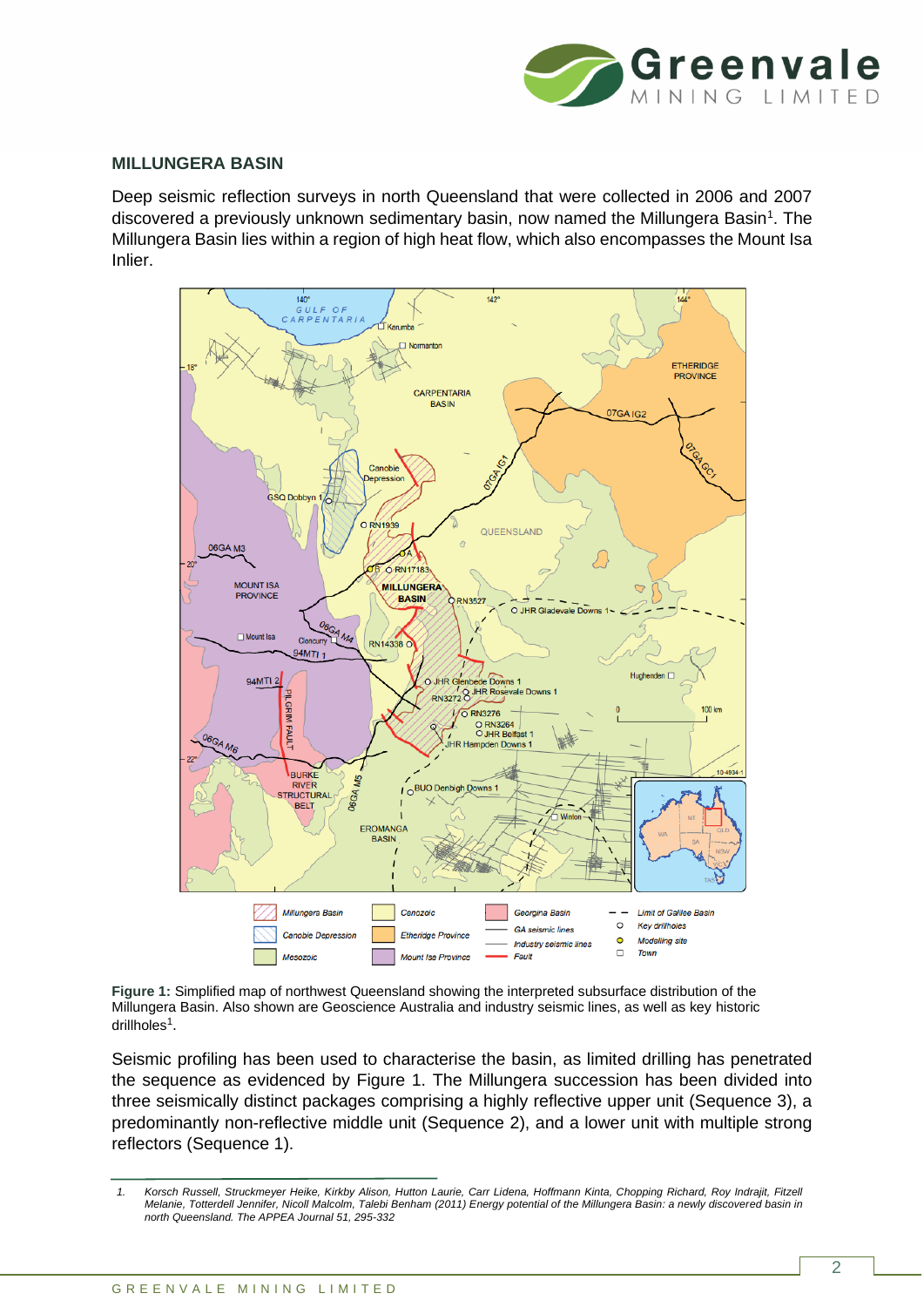## MILLUNGERA BASIN

Deep seismic reflection surveys in north Queensland that were collected in 2006 and 2007 discovered a previously unknown sedimentary basin, now named the Millungera Basin[1]. The Millungera Basin lies within a region of high heat flow, which also encompasses the Mount Isa Inlier.

**Figure 1:** Simplified map of northwest Queensland showing the interpreted subsurface distribution of the Millungera Basin. Also shown are Geoscience Australia and industry seismic lines, as well as key historic drillholes[1].

Seismic profiling has been used to characterise the basin, as limited drilling has penetrated the sequence as evidenced by Figure 1. The Millungera succession has been divided into three seismically distinct packages comprising a highly reflective upper unit (Sequence 3), a predominantly non-reflective middle unit (Sequence 2), and a lower unit with multiple strong reflectors (Sequence 1).

---

1. *Korsch Russell, Struckmeyer Heike, Kirkby Alison, Hutton Laurie, Carr Lidena, Hoffmann Kinta, Chopping Richard, Roy Indrajit, Fitzell Melanie, Totterdell Jennifer, Nicoll Malcolm, Talebi Benham (2011) Energy potential of the Millungera Basin: a newly discovered basin in north Queensland. The APPEA Journal 51, 295-332*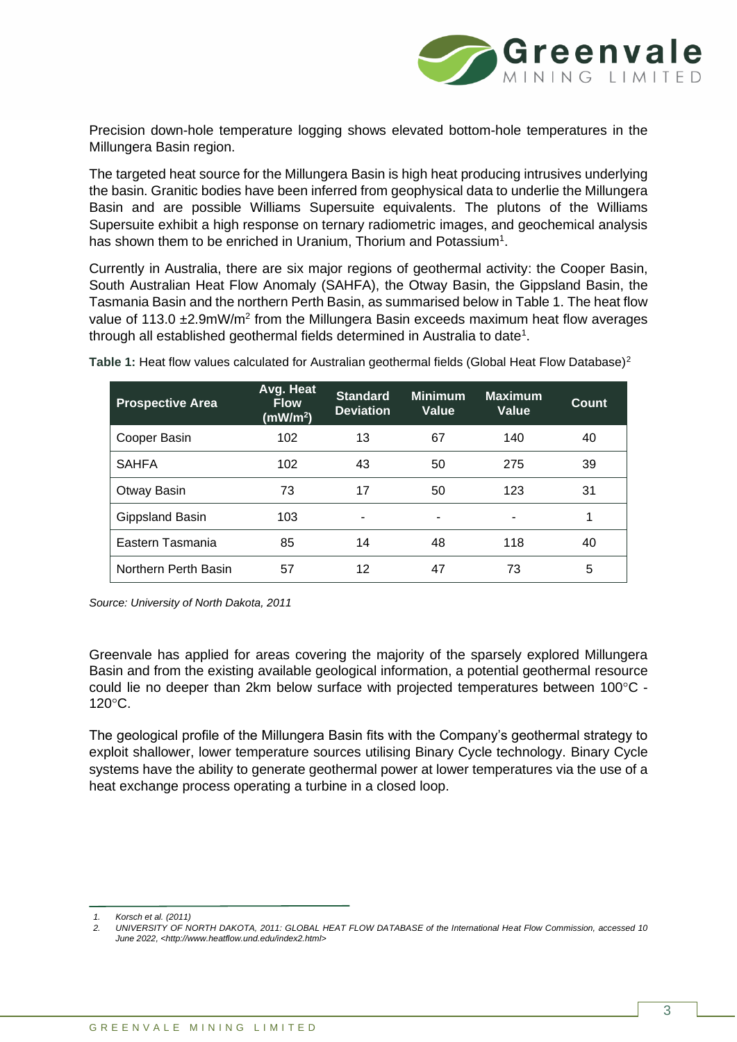Precision down-hole temperature logging shows elevated bottom-hole temperatures in the Millungera Basin region.

The targeted heat source for the Millungera Basin is high heat producing intrusives underlying the basin. Granitic bodies have been inferred from geophysical data to underlie the Millungera Basin and are possible Williams Supersuite equivalents. The plutons of the Williams Supersuite exhibit a high response on ternary radiometric images, and geochemical analysis has shown them to be enriched in Uranium, Thorium and Potassium[1].

Currently in Australia, there are six major regions of geothermal activity: the Cooper Basin, South Australian Heat Flow Anomaly (SAHFA), the Otway Basin, the Gippsland Basin, the Tasmania Basin and the northern Perth Basin, as summarised below in Table 1. The heat flow value of 113.0 ±2.9mW/m$^2$ from the Millungera Basin exceeds maximum heat flow averages through all established geothermal fields determined in Australia to date[1].

**Table 1:** Heat flow values calculated for Australian geothermal fields (Global Heat Flow Database)[2]

| Prospective Area | Avg. Heat Flow (mW/m$^2$) | Standard Deviation | Minimum Value | Maximum Value | Count |
|---|---|---|---|---|---|
| Cooper Basin | 102 | 13 | 67 | 140 | 40 |
| SAHFA | 102 | 43 | 50 | 275 | 39 |
| Otway Basin | 73 | 17 | 50 | 123 | 31 |
| Gippsland Basin | 103 | - | - | - | 1 |
| Eastern Tasmania | 85 | 14 | 48 | 118 | 40 |
| Northern Perth Basin | 57 | 12 | 47 | 73 | 5 |

*Source: University of North Dakota, 2011*

Greenvale has applied for areas covering the majority of the sparsely explored Millungera Basin and from the existing available geological information, a potential geothermal resource could lie no deeper than 2km below surface with projected temperatures between 100°C - 120°C.

The geological profile of the Millungera Basin fits with the Company's geothermal strategy to exploit shallower, lower temperature sources utilising Binary Cycle technology. Binary Cycle systems have the ability to generate geothermal power at lower temperatures via the use of a heat exchange process operating a turbine in a closed loop.

1. *Korsch et al. (2011)*
2. *UNIVERSITY OF NORTH DAKOTA, 2011: GLOBAL HEAT FLOW DATABASE of the International Heat Flow Commission, accessed 10 June 2022, <http://www.heatflow.und.edu/index2.html>*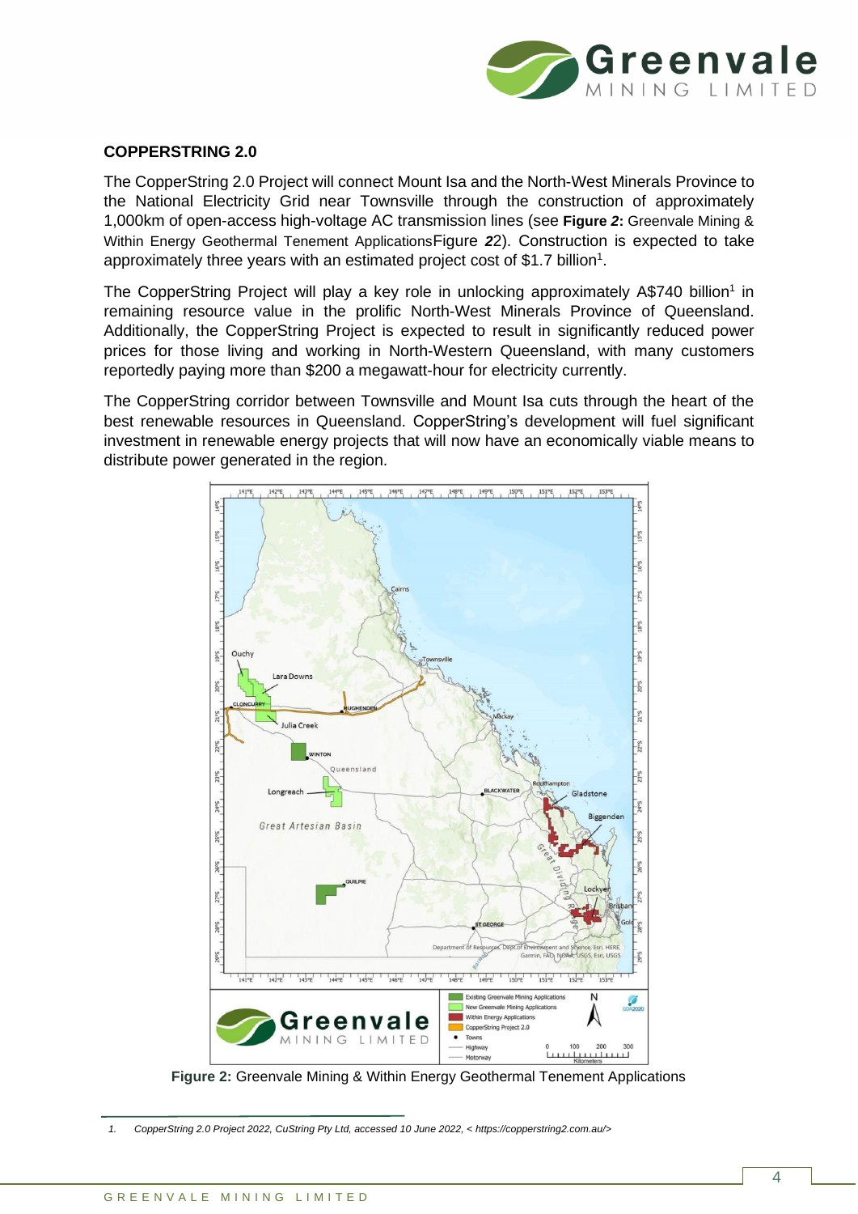## COPPERSTRING 2.0

The CopperString 2.0 Project will connect Mount Isa and the North-West Minerals Province to the National Electricity Grid near Townsville through the construction of approximately 1,000km of open-access high-voltage AC transmission lines (see **Figure *2*:** Greenvale Mining & Within Energy Geothermal Tenement ApplicationsFigure ***2***2). Construction is expected to take approximately three years with an estimated project cost of $1.7 billion[1].

The CopperString Project will play a key role in unlocking approximately A$740 billion[1] in remaining resource value in the prolific North-West Minerals Province of Queensland. Additionally, the CopperString Project is expected to result in significantly reduced power prices for those living and working in North-Western Queensland, with many customers reportedly paying more than $200 a megawatt-hour for electricity currently.

The CopperString corridor between Townsville and Mount Isa cuts through the heart of the best renewable resources in Queensland. CopperString's development will fuel significant investment in renewable energy projects that will now have an economically viable means to distribute power generated in the region.

**Figure 2:** Greenvale Mining & Within Energy Geothermal Tenement Applications

1. *CopperString 2.0 Project 2022, CuString Pty Ltd, accessed 10 June 2022, < https://copperstring2.com.au/>*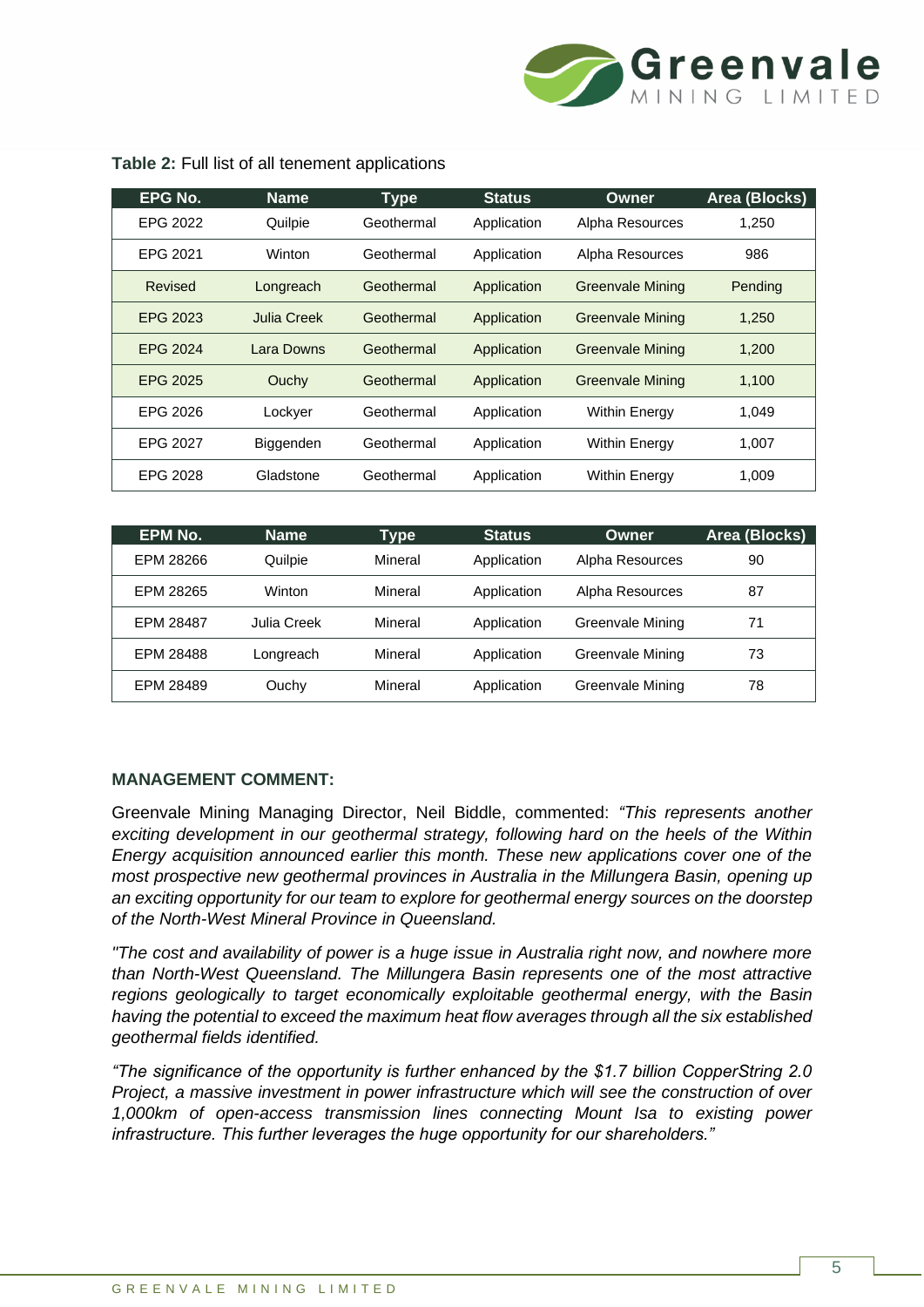**Table 2:** Full list of all tenement applications

| EPG No. | Name | Type | Status | Owner | Area (Blocks) |
|---|---|---|---|---|---|
| EPG 2022 | Quilpie | Geothermal | Application | Alpha Resources | 1,250 |
| EPG 2021 | Winton | Geothermal | Application | Alpha Resources | 986 |
| Revised | Longreach | Geothermal | Application | Greenvale Mining | Pending |
| EPG 2023 | Julia Creek | Geothermal | Application | Greenvale Mining | 1,250 |
| EPG 2024 | Lara Downs | Geothermal | Application | Greenvale Mining | 1,200 |
| EPG 2025 | Ouchy | Geothermal | Application | Greenvale Mining | 1,100 |
| EPG 2026 | Lockyer | Geothermal | Application | Within Energy | 1,049 |
| EPG 2027 | Biggenden | Geothermal | Application | Within Energy | 1,007 |
| EPG 2028 | Gladstone | Geothermal | Application | Within Energy | 1,009 |

| EPM No. | Name | Type | Status | Owner | Area (Blocks) |
|---|---|---|---|---|---|
| EPM 28266 | Quilpie | Mineral | Application | Alpha Resources | 90 |
| EPM 28265 | Winton | Mineral | Application | Alpha Resources | 87 |
| EPM 28487 | Julia Creek | Mineral | Application | Greenvale Mining | 71 |
| EPM 28488 | Longreach | Mineral | Application | Greenvale Mining | 73 |
| EPM 28489 | Ouchy | Mineral | Application | Greenvale Mining | 78 |

**MANAGEMENT COMMENT:**

Greenvale Mining Managing Director, Neil Biddle, commented: *"This represents another exciting development in our geothermal strategy, following hard on the heels of the Within Energy acquisition announced earlier this month. These new applications cover one of the most prospective new geothermal provinces in Australia in the Millungera Basin, opening up an exciting opportunity for our team to explore for geothermal energy sources on the doorstep of the North-West Mineral Province in Queensland.*

*"The cost and availability of power is a huge issue in Australia right now, and nowhere more than North-West Queensland. The Millungera Basin represents one of the most attractive regions geologically to target economically exploitable geothermal energy, with the Basin having the potential to exceed the maximum heat flow averages through all the six established geothermal fields identified.*

*"The significance of the opportunity is further enhanced by the $1.7 billion CopperString 2.0 Project, a massive investment in power infrastructure which will see the construction of over 1,000km of open-access transmission lines connecting Mount Isa to existing power infrastructure. This further leverages the huge opportunity for our shareholders."*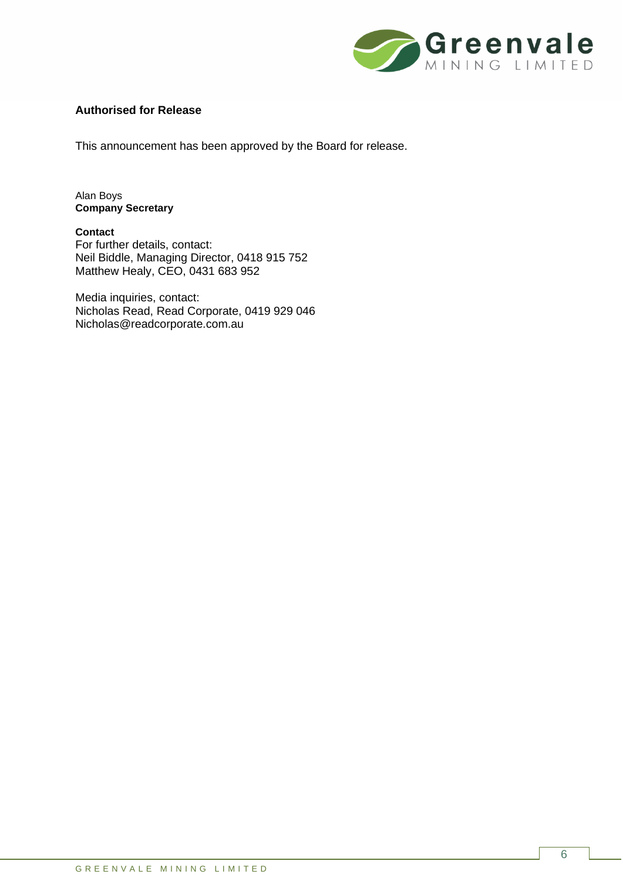**Authorised for Release**

This announcement has been approved by the Board for release.

Alan Boys
**Company Secretary**

**Contact**
For further details, contact:
Neil Biddle, Managing Director, 0418 915 752
Matthew Healy, CEO, 0431 683 952

Media inquiries, contact:
Nicholas Read, Read Corporate, 0419 929 046
Nicholas@readcorporate.com.au